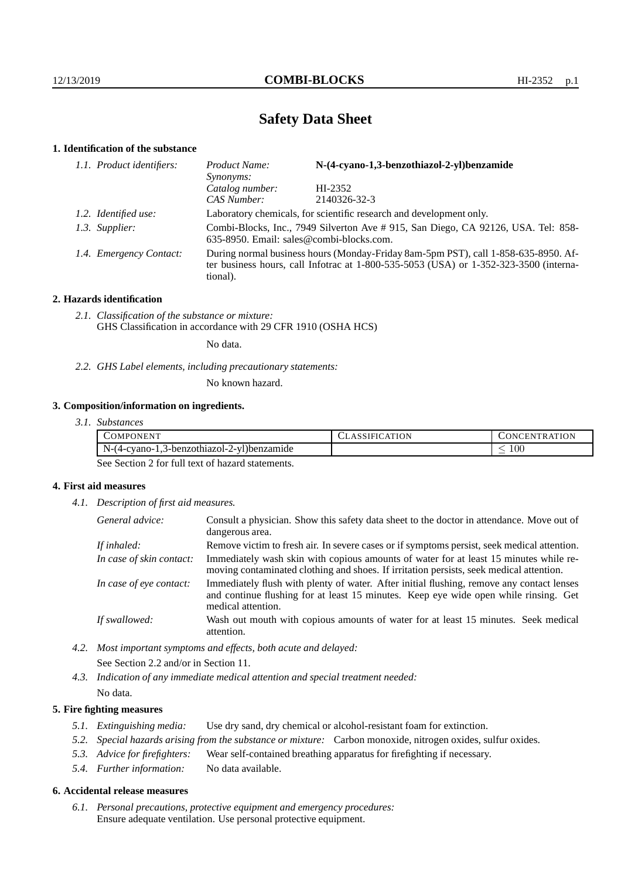# Safety Data Sheet

## 1. Identification of the substance

*1.1. Product identifiers:*

| | | |
|---|---|---|
| *Product Name:* | **N-(4-cyano-1,3-benzothiazol-2-yl)benzamide** |
| *Synonyms:* | |
| *Catalog number:* | HI-2352 |
| *CAS Number:* | 2140326-32-3 |

*1.2. Identified use:* Laboratory chemicals, for scientific research and development only.

*1.3. Supplier:* Combi-Blocks, Inc., 7949 Silverton Ave # 915, San Diego, CA 92126, USA. Tel: 858-635-8950. Email: sales@combi-blocks.com.

*1.4. Emergency Contact:* During normal business hours (Monday-Friday 8am-5pm PST), call 1-858-635-8950. After business hours, call Infotrac at 1-800-535-5053 (USA) or 1-352-323-3500 (international).

## 2. Hazards identification

*2.1. Classification of the substance or mixture:*
GHS Classification in accordance with 29 CFR 1910 (OSHA HCS)

No data.

*2.2. GHS Label elements, including precautionary statements:*

No known hazard.

## 3. Composition/information on ingredients.

*3.1. Substances*

| COMPONENT | CLASSIFICATION | CONCENTRATION |
|---|---|---|
| N-(4-cyano-1,3-benzothiazol-2-yl)benzamide | | $\leq 100$ |

See Section 2 for full text of hazard statements.

## 4. First aid measures

*4.1. Description of first aid measures.*

*General advice:* Consult a physician. Show this safety data sheet to the doctor in attendance. Move out of dangerous area.

*If inhaled:* Remove victim to fresh air. In severe cases or if symptoms persist, seek medical attention.

*In case of skin contact:* Immediately wash skin with copious amounts of water for at least 15 minutes while removing contaminated clothing and shoes. If irritation persists, seek medical attention.

*In case of eye contact:* Immediately flush with plenty of water. After initial flushing, remove any contact lenses and continue flushing for at least 15 minutes. Keep eye wide open while rinsing. Get medical attention.

*If swallowed:* Wash out mouth with copious amounts of water for at least 15 minutes. Seek medical attention.

*4.2. Most important symptoms and effects, both acute and delayed:*

See Section 2.2 and/or in Section 11.

*4.3. Indication of any immediate medical attention and special treatment needed:*

No data.

## 5. Fire fighting measures

*5.1. Extinguishing media:* Use dry sand, dry chemical or alcohol-resistant foam for extinction.

*5.2. Special hazards arising from the substance or mixture:* Carbon monoxide, nitrogen oxides, sulfur oxides.

*5.3. Advice for firefighters:* Wear self-contained breathing apparatus for firefighting if necessary.

*5.4. Further information:* No data available.

## 6. Accidental release measures

*6.1. Personal precautions, protective equipment and emergency procedures:*
Ensure adequate ventilation. Use personal protective equipment.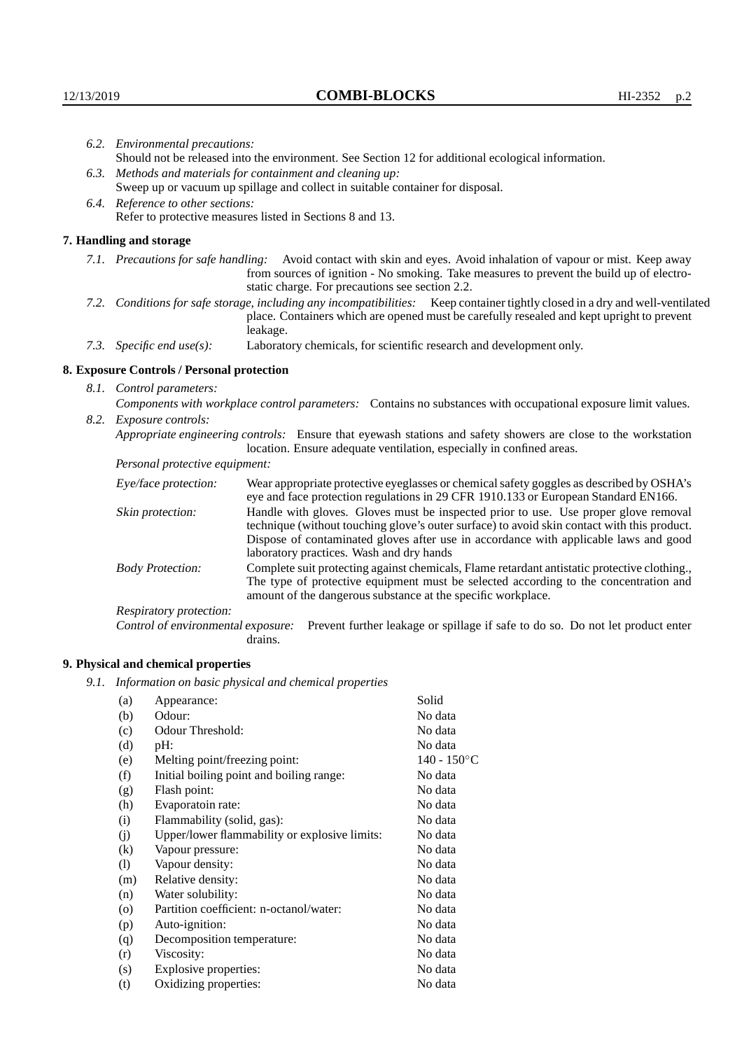*6.2. Environmental precautions:*
Should not be released into the environment. See Section 12 for additional ecological information.

*6.3. Methods and materials for containment and cleaning up:*
Sweep up or vacuum up spillage and collect in suitable container for disposal.

*6.4. Reference to other sections:*
Refer to protective measures listed in Sections 8 and 13.

## 7. Handling and storage

*7.1. Precautions for safe handling:* Avoid contact with skin and eyes. Avoid inhalation of vapour or mist. Keep away from sources of ignition - No smoking. Take measures to prevent the build up of electrostatic charge. For precautions see section 2.2.

*7.2. Conditions for safe storage, including any incompatibilities:* Keep container tightly closed in a dry and well-ventilated place. Containers which are opened must be carefully resealed and kept upright to prevent leakage.

*7.3. Specific end use(s):* Laboratory chemicals, for scientific research and development only.

## 8. Exposure Controls / Personal protection

*8.1. Control parameters:*
*Components with workplace control parameters:* Contains no substances with occupational exposure limit values.

*8.2. Exposure controls:*
*Appropriate engineering controls:* Ensure that eyewash stations and safety showers are close to the workstation location. Ensure adequate ventilation, especially in confined areas.

*Personal protective equipment:*

*Eye/face protection:* Wear appropriate protective eyeglasses or chemical safety goggles as described by OSHA's eye and face protection regulations in 29 CFR 1910.133 or European Standard EN166.

*Skin protection:* Handle with gloves. Gloves must be inspected prior to use. Use proper glove removal technique (without touching glove's outer surface) to avoid skin contact with this product. Dispose of contaminated gloves after use in accordance with applicable laws and good laboratory practices. Wash and dry hands

*Body Protection:* Complete suit protecting against chemicals, Flame retardant antistatic protective clothing., The type of protective equipment must be selected according to the concentration and amount of the dangerous substance at the specific workplace.

*Respiratory protection:*

*Control of environmental exposure:* Prevent further leakage or spillage if safe to do so. Do not let product enter drains.

## 9. Physical and chemical properties

*9.1. Information on basic physical and chemical properties*

| | | |
|---|---|---|
| (a) | Appearance: | Solid |
| (b) | Odour: | No data |
| (c) | Odour Threshold: | No data |
| (d) | pH: | No data |
| (e) | Melting point/freezing point: | 140 - 150°C |
| (f) | Initial boiling point and boiling range: | No data |
| (g) | Flash point: | No data |
| (h) | Evaporatoin rate: | No data |
| (i) | Flammability (solid, gas): | No data |
| (j) | Upper/lower flammability or explosive limits: | No data |
| (k) | Vapour pressure: | No data |
| (l) | Vapour density: | No data |
| (m) | Relative density: | No data |
| (n) | Water solubility: | No data |
| (o) | Partition coefficient: n-octanol/water: | No data |
| (p) | Auto-ignition: | No data |
| (q) | Decomposition temperature: | No data |
| (r) | Viscosity: | No data |
| (s) | Explosive properties: | No data |
| (t) | Oxidizing properties: | No data |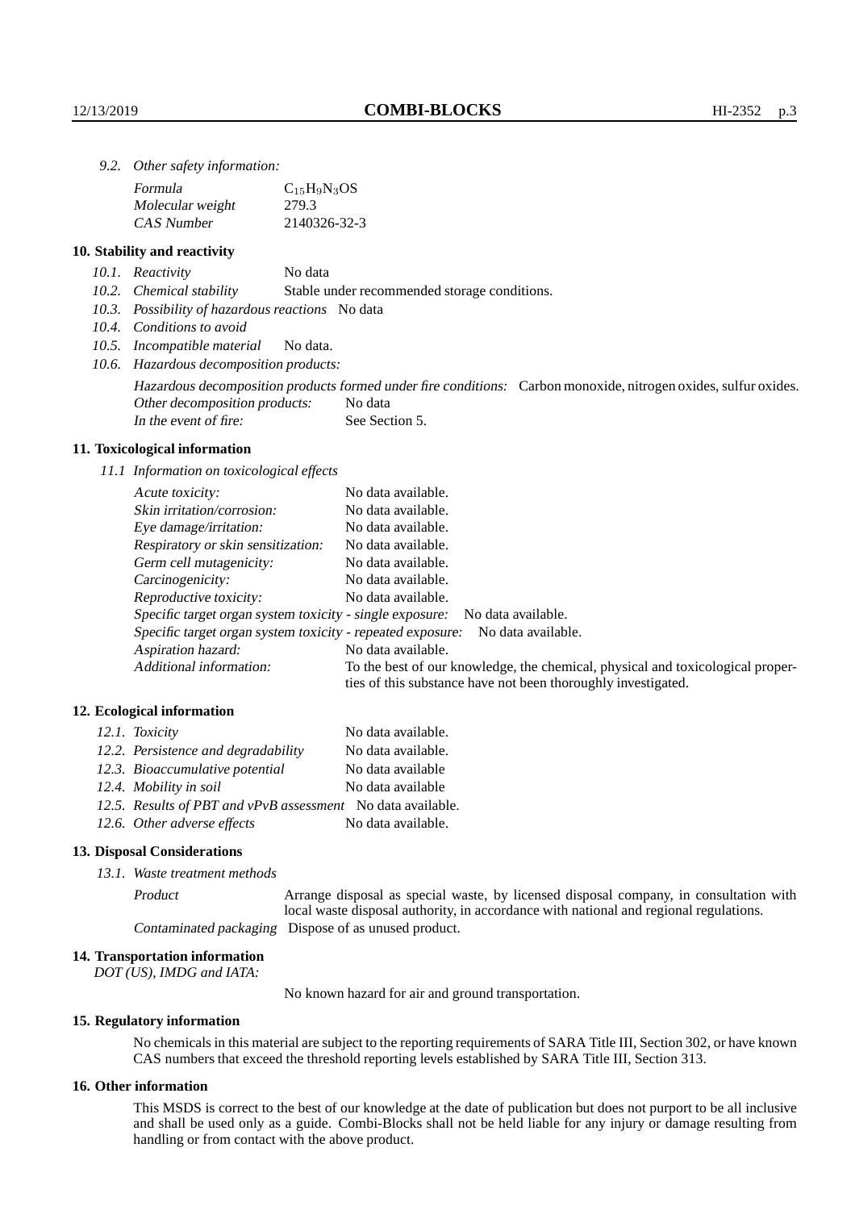*9.2. Other safety information:*

| | |
|---|---|
| *Formula* | $C_{15}H_9N_3OS$ |
| *Molecular weight* | 279.3 |
| *CAS Number* | 2140326-32-3 |

## 10. Stability and reactivity

*10.1. Reactivity* No data

*10.2. Chemical stability* Stable under recommended storage conditions.

*10.3. Possibility of hazardous reactions* No data

*10.4. Conditions to avoid*

*10.5. Incompatible material* No data.

*10.6. Hazardous decomposition products:*

*Hazardous decomposition products formed under fire conditions:* Carbon monoxide, nitrogen oxides, sulfur oxides.

*Other decomposition products:* No data

*In the event of fire:* See Section 5.

## 11. Toxicological information

*11.1 Information on toxicological effects*

| | |
|---|---|
| *Acute toxicity:* | No data available. |
| *Skin irritation/corrosion:* | No data available. |
| *Eye damage/irritation:* | No data available. |
| *Respiratory or skin sensitization:* | No data available. |
| *Germ cell mutagenicity:* | No data available. |
| *Carcinogenicity:* | No data available. |
| *Reproductive toxicity:* | No data available. |
| *Specific target organ system toxicity - single exposure:* | No data available. |
| *Specific target organ system toxicity - repeated exposure:* | No data available. |
| *Aspiration hazard:* | No data available. |
| *Additional information:* | To the best of our knowledge, the chemical, physical and toxicological properties of this substance have not been thoroughly investigated. |

## 12. Ecological information

| | |
|---|---|
| *12.1. Toxicity* | No data available. |
| *12.2. Persistence and degradability* | No data available. |
| *12.3. Bioaccumulative potential* | No data available |
| *12.4. Mobility in soil* | No data available |
| *12.5. Results of PBT and vPvB assessment* | No data available. |
| *12.6. Other adverse effects* | No data available. |

## 13. Disposal Considerations

*13.1. Waste treatment methods*

*Product* Arrange disposal as special waste, by licensed disposal company, in consultation with local waste disposal authority, in accordance with national and regional regulations.

*Contaminated packaging* Dispose of as unused product.

## 14. Transportation information

*DOT (US), IMDG and IATA:*

No known hazard for air and ground transportation.

## 15. Regulatory information

No chemicals in this material are subject to the reporting requirements of SARA Title III, Section 302, or have known CAS numbers that exceed the threshold reporting levels established by SARA Title III, Section 313.

## 16. Other information

This MSDS is correct to the best of our knowledge at the date of publication but does not purport to be all inclusive and shall be used only as a guide. Combi-Blocks shall not be held liable for any injury or damage resulting from handling or from contact with the above product.